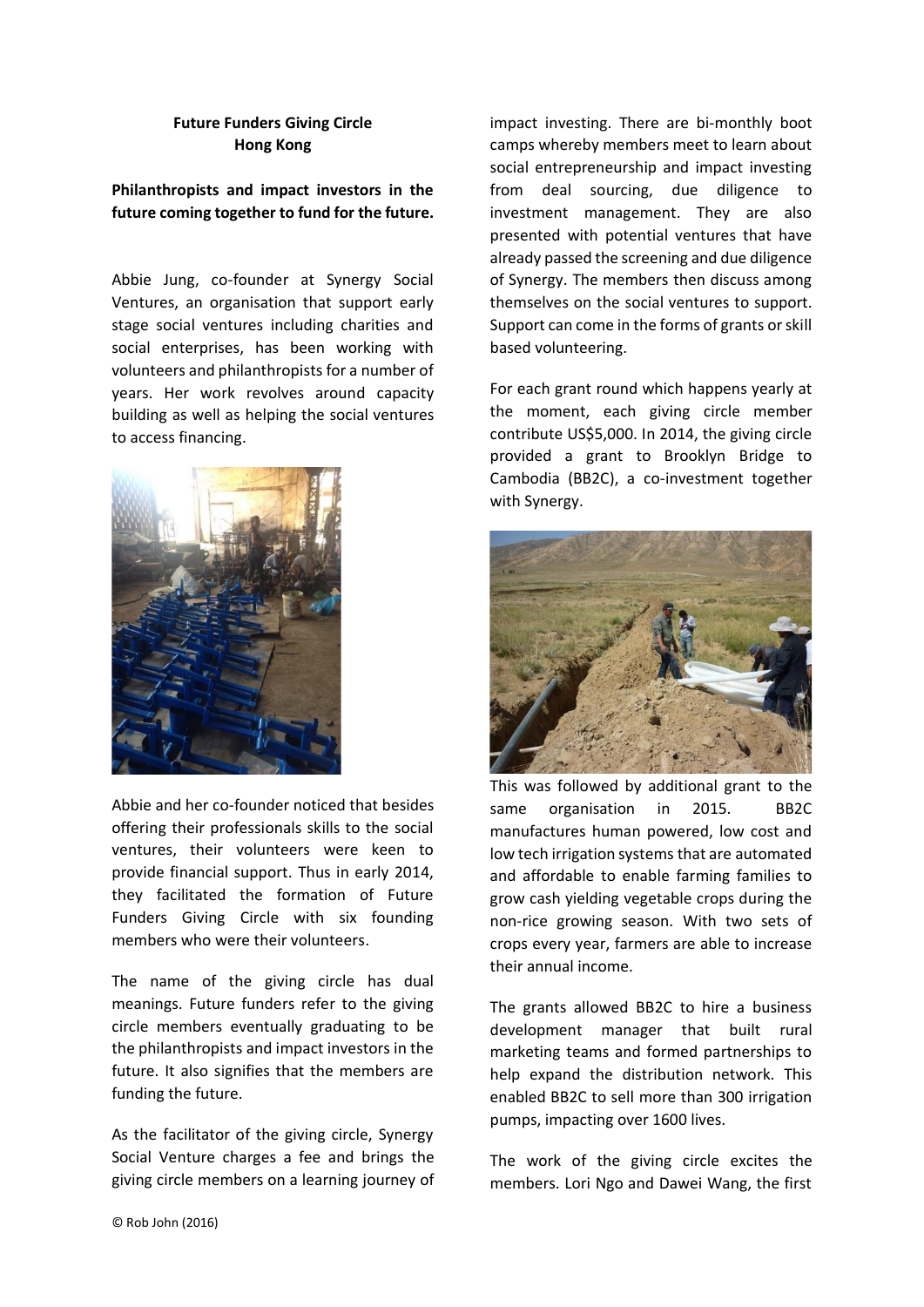**Future Funders Giving Circle**
**Hong Kong**

**Philanthropists and impact investors in the future coming together to fund for the future.**

Abbie Jung, co-founder at Synergy Social Ventures, an organisation that support early stage social ventures including charities and social enterprises, has been working with volunteers and philanthropists for a number of years. Her work revolves around capacity building as well as helping the social ventures to access financing.

Abbie and her co-founder noticed that besides offering their professionals skills to the social ventures, their volunteers were keen to provide financial support. Thus in early 2014, they facilitated the formation of Future Funders Giving Circle with six founding members who were their volunteers.

The name of the giving circle has dual meanings. Future funders refer to the giving circle members eventually graduating to be the philanthropists and impact investors in the future. It also signifies that the members are funding the future.

As the facilitator of the giving circle, Synergy Social Venture charges a fee and brings the giving circle members on a learning journey of impact investing. There are bi-monthly boot camps whereby members meet to learn about social entrepreneurship and impact investing from deal sourcing, due diligence to investment management. They are also presented with potential ventures that have already passed the screening and due diligence of Synergy. The members then discuss among themselves on the social ventures to support. Support can come in the forms of grants or skill based volunteering.

For each grant round which happens yearly at the moment, each giving circle member contribute US$5,000. In 2014, the giving circle provided a grant to Brooklyn Bridge to Cambodia (BB2C), a co-investment together with Synergy.

This was followed by additional grant to the same organisation in 2015. BB2C manufactures human powered, low cost and low tech irrigation systems that are automated and affordable to enable farming families to grow cash yielding vegetable crops during the non-rice growing season. With two sets of crops every year, farmers are able to increase their annual income.

The grants allowed BB2C to hire a business development manager that built rural marketing teams and formed partnerships to help expand the distribution network. This enabled BB2C to sell more than 300 irrigation pumps, impacting over 1600 lives.

The work of the giving circle excites the members. Lori Ngo and Dawei Wang, the first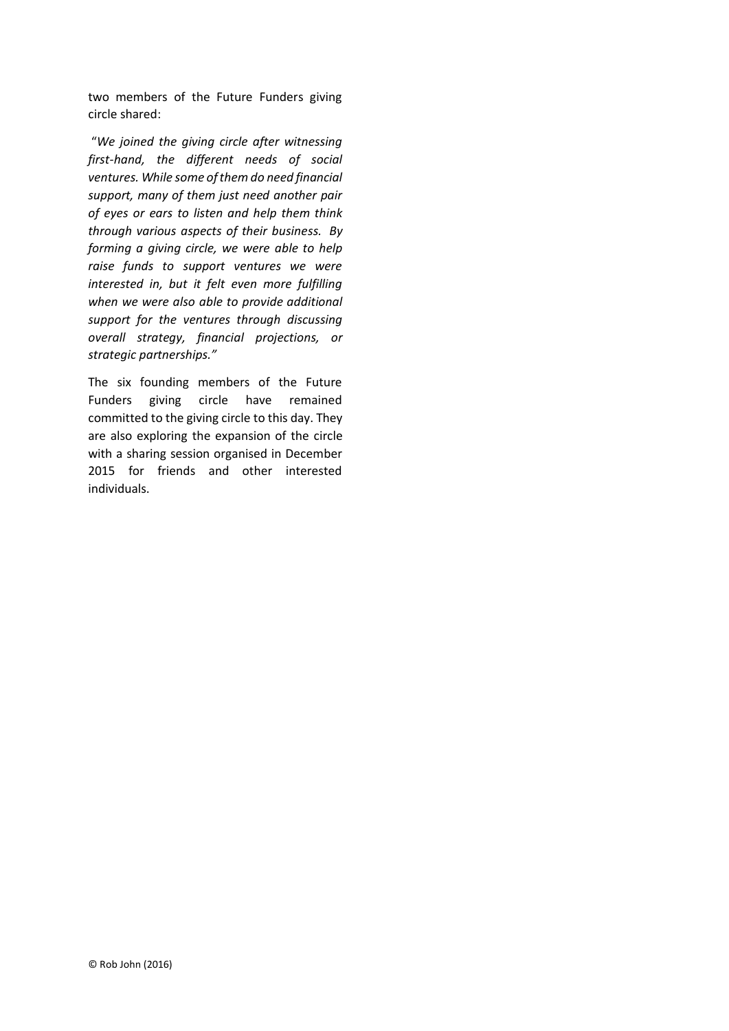two members of the Future Funders giving circle shared:

"*We joined the giving circle after witnessing first-hand, the different needs of social ventures. While some of them do need financial support, many of them just need another pair of eyes or ears to listen and help them think through various aspects of their business. By forming a giving circle, we were able to help raise funds to support ventures we were interested in, but it felt even more fulfilling when we were also able to provide additional support for the ventures through discussing overall strategy, financial projections, or strategic partnerships."*

The six founding members of the Future Funders giving circle have remained committed to the giving circle to this day. They are also exploring the expansion of the circle with a sharing session organised in December 2015 for friends and other interested individuals.

© Rob John (2016)